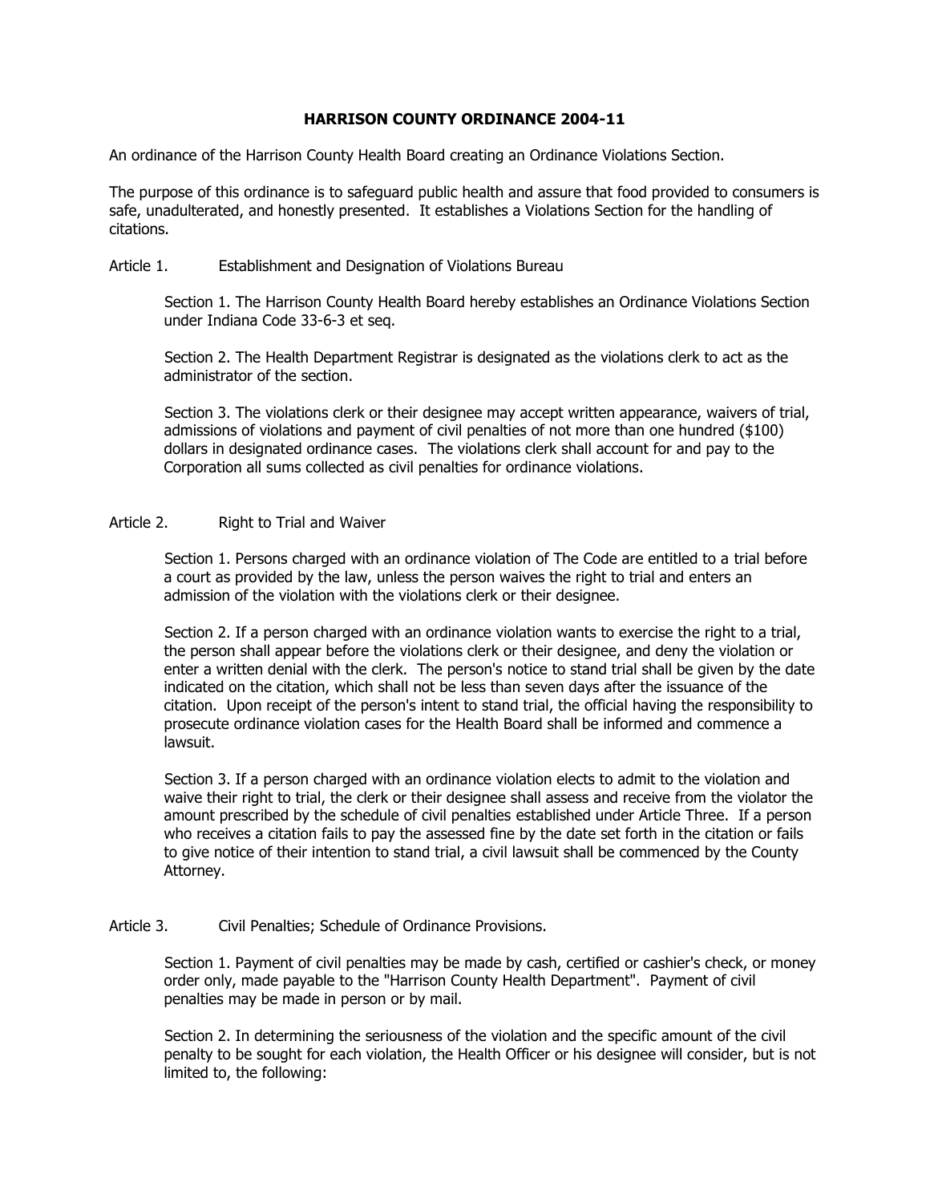# HARRISON COUNTY ORDINANCE 2004-11

An ordinance of the Harrison County Health Board creating an Ordinance Violations Section.

The purpose of this ordinance is to safeguard public health and assure that food provided to consumers is safe, unadulterated, and honestly presented. It establishes a Violations Section for the handling of citations.

## Article 1. Establishment and Designation of Violations Bureau

Section 1. The Harrison County Health Board hereby establishes an Ordinance Violations Section under Indiana Code 33-6-3 et seq.

Section 2. The Health Department Registrar is designated as the violations clerk to act as the administrator of the section.

Section 3. The violations clerk or their designee may accept written appearance, waivers of trial, admissions of violations and payment of civil penalties of not more than one hundred ($100) dollars in designated ordinance cases. The violations clerk shall account for and pay to the Corporation all sums collected as civil penalties for ordinance violations.

## Article 2. Right to Trial and Waiver

Section 1. Persons charged with an ordinance violation of The Code are entitled to a trial before a court as provided by the law, unless the person waives the right to trial and enters an admission of the violation with the violations clerk or their designee.

Section 2. If a person charged with an ordinance violation wants to exercise the right to a trial, the person shall appear before the violations clerk or their designee, and deny the violation or enter a written denial with the clerk. The person's notice to stand trial shall be given by the date indicated on the citation, which shall not be less than seven days after the issuance of the citation. Upon receipt of the person's intent to stand trial, the official having the responsibility to prosecute ordinance violation cases for the Health Board shall be informed and commence a lawsuit.

Section 3. If a person charged with an ordinance violation elects to admit to the violation and waive their right to trial, the clerk or their designee shall assess and receive from the violator the amount prescribed by the schedule of civil penalties established under Article Three. If a person who receives a citation fails to pay the assessed fine by the date set forth in the citation or fails to give notice of their intention to stand trial, a civil lawsuit shall be commenced by the County Attorney.

## Article 3. Civil Penalties; Schedule of Ordinance Provisions.

Section 1. Payment of civil penalties may be made by cash, certified or cashier's check, or money order only, made payable to the "Harrison County Health Department". Payment of civil penalties may be made in person or by mail.

Section 2. In determining the seriousness of the violation and the specific amount of the civil penalty to be sought for each violation, the Health Officer or his designee will consider, but is not limited to, the following: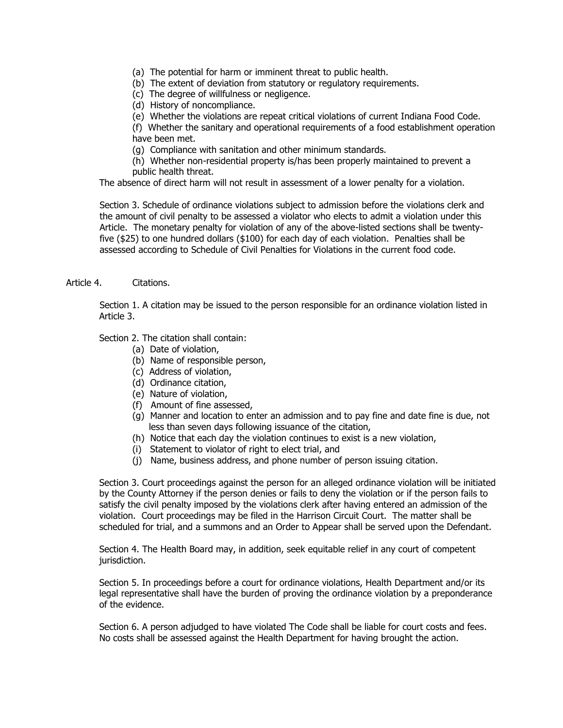(a) The potential for harm or imminent threat to public health.
(b) The extent of deviation from statutory or regulatory requirements.
(c) The degree of willfulness or negligence.
(d) History of noncompliance.
(e) Whether the violations are repeat critical violations of current Indiana Food Code.
(f) Whether the sanitary and operational requirements of a food establishment operation have been met.
(g) Compliance with sanitation and other minimum standards.
(h) Whether non-residential property is/has been properly maintained to prevent a public health threat.

The absence of direct harm will not result in assessment of a lower penalty for a violation.

Section 3. Schedule of ordinance violations subject to admission before the violations clerk and the amount of civil penalty to be assessed a violator who elects to admit a violation under this Article. The monetary penalty for violation of any of the above-listed sections shall be twenty-five ($25) to one hundred dollars ($100) for each day of each violation. Penalties shall be assessed according to Schedule of Civil Penalties for Violations in the current food code.

Article 4. Citations.

Section 1. A citation may be issued to the person responsible for an ordinance violation listed in Article 3.

Section 2. The citation shall contain:

(a) Date of violation,
(b) Name of responsible person,
(c) Address of violation,
(d) Ordinance citation,
(e) Nature of violation,
(f) Amount of fine assessed,
(g) Manner and location to enter an admission and to pay fine and date fine is due, not less than seven days following issuance of the citation,
(h) Notice that each day the violation continues to exist is a new violation,
(i) Statement to violator of right to elect trial, and
(j) Name, business address, and phone number of person issuing citation.

Section 3. Court proceedings against the person for an alleged ordinance violation will be initiated by the County Attorney if the person denies or fails to deny the violation or if the person fails to satisfy the civil penalty imposed by the violations clerk after having entered an admission of the violation. Court proceedings may be filed in the Harrison Circuit Court. The matter shall be scheduled for trial, and a summons and an Order to Appear shall be served upon the Defendant.

Section 4. The Health Board may, in addition, seek equitable relief in any court of competent jurisdiction.

Section 5. In proceedings before a court for ordinance violations, Health Department and/or its legal representative shall have the burden of proving the ordinance violation by a preponderance of the evidence.

Section 6. A person adjudged to have violated The Code shall be liable for court costs and fees. No costs shall be assessed against the Health Department for having brought the action.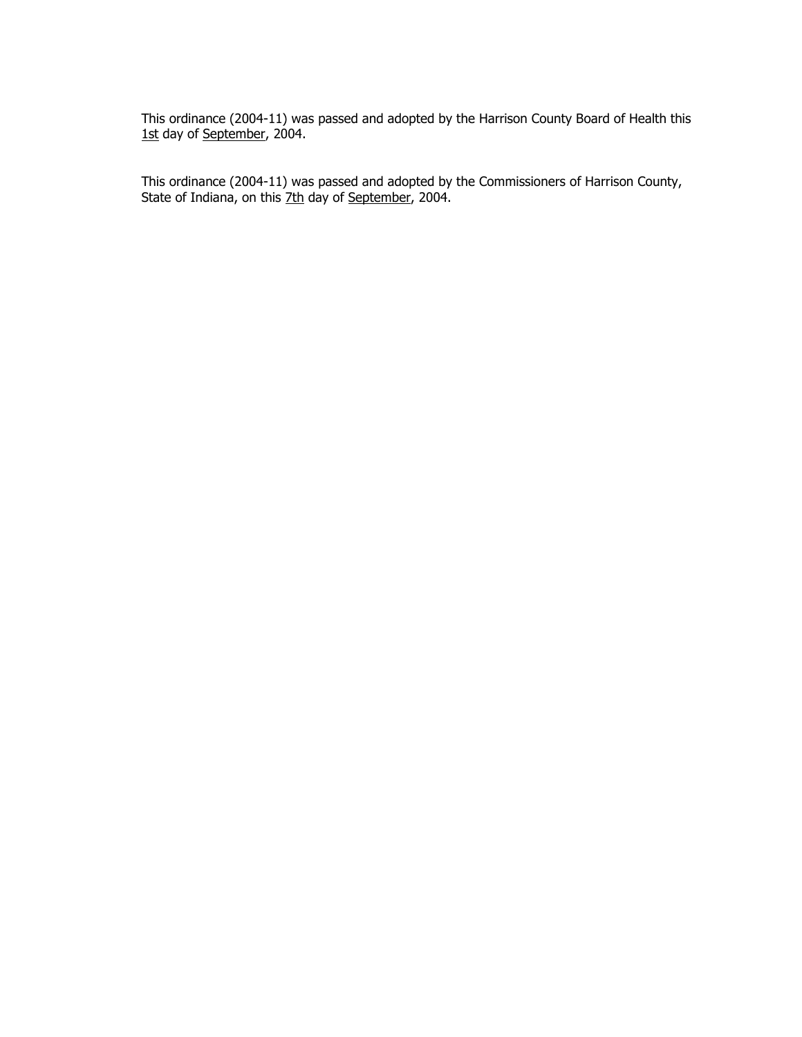This ordinance (2004-11) was passed and adopted by the Harrison County Board of Health this 1st day of September, 2004.

This ordinance (2004-11) was passed and adopted by the Commissioners of Harrison County, State of Indiana, on this 7th day of September, 2004.